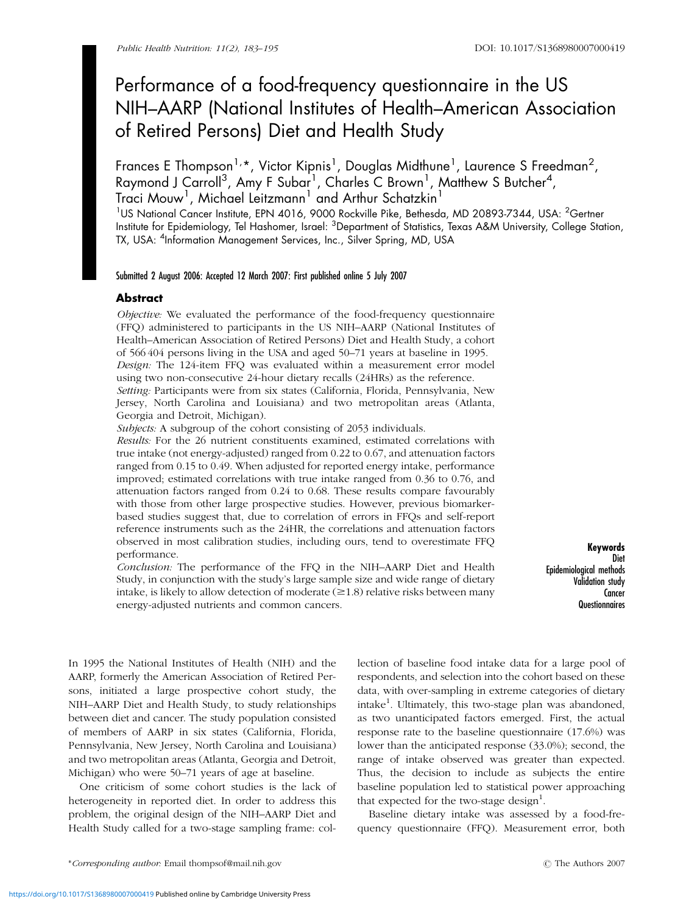# Performance of a food-frequency questionnaire in the US NIH–AARP (National Institutes of Health–American Association of Retired Persons) Diet and Health Study

Frances E Thompson[1,*], Victor Kipnis[1], Douglas Midthune[1], Laurence S Freedman[2], Raymond J Carroll[3], Amy F Subar[1], Charles C Brown[1], Matthew S Butcher[4], Traci Mouw[1], Michael Leitzmann[1] and Arthur Schatzkin[1]

[1]US National Cancer Institute, EPN 4016, 9000 Rockville Pike, Bethesda, MD 20893-7344, USA: [2]Gertner Institute for Epidemiology, Tel Hashomer, Israel: [3]Department of Statistics, Texas A&M University, College Station, TX, USA: [4]Information Management Services, Inc., Silver Spring, MD, USA

Submitted 2 August 2006: Accepted 12 March 2007: First published online 5 July 2007

## Abstract

*Objective:* We evaluated the performance of the food-frequency questionnaire (FFQ) administered to participants in the US NIH–AARP (National Institutes of Health–American Association of Retired Persons) Diet and Health Study, a cohort of 566 404 persons living in the USA and aged 50–71 years at baseline in 1995.

*Design:* The 124-item FFQ was evaluated within a measurement error model using two non-consecutive 24-hour dietary recalls (24HRs) as the reference.

*Setting:* Participants were from six states (California, Florida, Pennsylvania, New Jersey, North Carolina and Louisiana) and two metropolitan areas (Atlanta, Georgia and Detroit, Michigan).

*Subjects:* A subgroup of the cohort consisting of 2053 individuals.

*Results:* For the 26 nutrient constituents examined, estimated correlations with true intake (not energy-adjusted) ranged from 0.22 to 0.67, and attenuation factors ranged from 0.15 to 0.49. When adjusted for reported energy intake, performance improved; estimated correlations with true intake ranged from 0.36 to 0.76, and attenuation factors ranged from 0.24 to 0.68. These results compare favourably with those from other large prospective studies. However, previous biomarker-based studies suggest that, due to correlation of errors in FFQs and self-report reference instruments such as the 24HR, the correlations and attenuation factors observed in most calibration studies, including ours, tend to overestimate FFQ performance.

*Conclusion:* The performance of the FFQ in the NIH–AARP Diet and Health Study, in conjunction with the study's large sample size and wide range of dietary intake, is likely to allow detection of moderate ($\geq$1.8) relative risks between many energy-adjusted nutrients and common cancers.

**Keywords**
Diet
Epidemiological methods
Validation study
Cancer
Questionnaires

In 1995 the National Institutes of Health (NIH) and the AARP, formerly the American Association of Retired Persons, initiated a large prospective cohort study, the NIH–AARP Diet and Health Study, to study relationships between diet and cancer. The study population consisted of members of AARP in six states (California, Florida, Pennsylvania, New Jersey, North Carolina and Louisiana) and two metropolitan areas (Atlanta, Georgia and Detroit, Michigan) who were 50–71 years of age at baseline.

One criticism of some cohort studies is the lack of heterogeneity in reported diet. In order to address this problem, the original design of the NIH–AARP Diet and Health Study called for a two-stage sampling frame: collection of baseline food intake data for a large pool of respondents, and selection into the cohort based on these data, with over-sampling in extreme categories of dietary intake[1]. Ultimately, this two-stage plan was abandoned, as two unanticipated factors emerged. First, the actual response rate to the baseline questionnaire (17.6%) was lower than the anticipated response (33.0%); second, the range of intake observed was greater than expected. Thus, the decision to include as subjects the entire baseline population led to statistical power approaching that expected for the two-stage design[1].

Baseline dietary intake was assessed by a food-frequency questionnaire (FFQ). Measurement error, both

*Corresponding author: Email thompsof@mail.nih.gov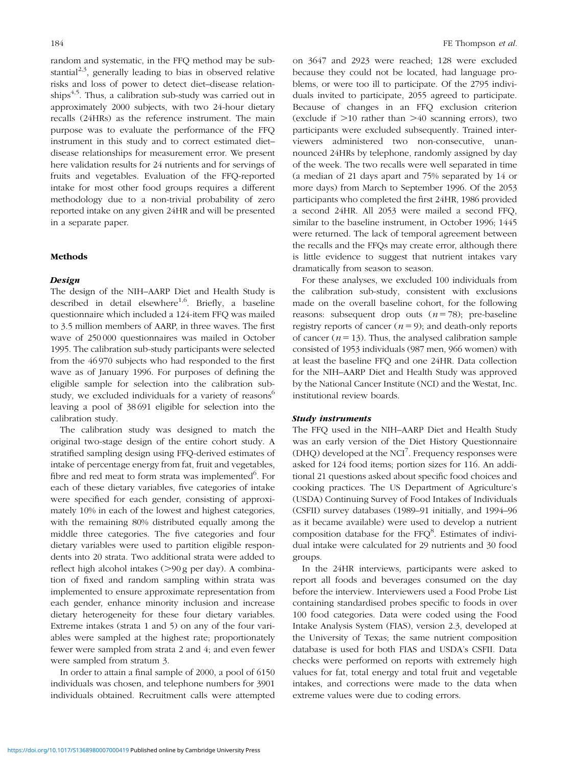random and systematic, in the FFQ method may be substantial[2,3], generally leading to bias in observed relative risks and loss of power to detect diet–disease relationships[4,5]. Thus, a calibration sub-study was carried out in approximately 2000 subjects, with two 24-hour dietary recalls (24HRs) as the reference instrument. The main purpose was to evaluate the performance of the FFQ instrument in this study and to correct estimated diet–disease relationships for measurement error. We present here validation results for 24 nutrients and for servings of fruits and vegetables. Evaluation of the FFQ-reported intake for most other food groups requires a different methodology due to a non-trivial probability of zero reported intake on any given 24HR and will be presented in a separate paper.

## Methods

### *Design*

The design of the NIH–AARP Diet and Health Study is described in detail elsewhere[1,6]. Briefly, a baseline questionnaire which included a 124-item FFQ was mailed to 3.5 million members of AARP, in three waves. The first wave of 250 000 questionnaires was mailed in October 1995. The calibration sub-study participants were selected from the 46 970 subjects who had responded to the first wave as of January 1996. For purposes of defining the eligible sample for selection into the calibration sub-study, we excluded individuals for a variety of reasons[6] leaving a pool of 38 691 eligible for selection into the calibration study.

The calibration study was designed to match the original two-stage design of the entire cohort study. A stratified sampling design using FFQ-derived estimates of intake of percentage energy from fat, fruit and vegetables, fibre and red meat to form strata was implemented[6]. For each of these dietary variables, five categories of intake were specified for each gender, consisting of approximately 10% in each of the lowest and highest categories, with the remaining 80% distributed equally among the middle three categories. The five categories and four dietary variables were used to partition eligible respondents into 20 strata. Two additional strata were added to reflect high alcohol intakes (>90 g per day). A combination of fixed and random sampling within strata was implemented to ensure approximate representation from each gender, enhance minority inclusion and increase dietary heterogeneity for these four dietary variables. Extreme intakes (strata 1 and 5) on any of the four variables were sampled at the highest rate; proportionately fewer were sampled from strata 2 and 4; and even fewer were sampled from stratum 3.

In order to attain a final sample of 2000, a pool of 6150 individuals was chosen, and telephone numbers for 3901 individuals obtained. Recruitment calls were attempted on 3647 and 2923 were reached; 128 were excluded because they could not be located, had language problems, or were too ill to participate. Of the 2795 individuals invited to participate, 2055 agreed to participate. Because of changes in an FFQ exclusion criterion (exclude if >10 rather than >40 scanning errors), two participants were excluded subsequently. Trained interviewers administered two non-consecutive, unannounced 24HRs by telephone, randomly assigned by day of the week. The two recalls were well separated in time (a median of 21 days apart and 75% separated by 14 or more days) from March to September 1996. Of the 2053 participants who completed the first 24HR, 1986 provided a second 24HR. All 2053 were mailed a second FFQ, similar to the baseline instrument, in October 1996; 1445 were returned. The lack of temporal agreement between the recalls and the FFQs may create error, although there is little evidence to suggest that nutrient intakes vary dramatically from season to season.

For these analyses, we excluded 100 individuals from the calibration sub-study, consistent with exclusions made on the overall baseline cohort, for the following reasons: subsequent drop outs ($n = 78$); pre-baseline registry reports of cancer ($n = 9$); and death-only reports of cancer ($n = 13$). Thus, the analysed calibration sample consisted of 1953 individuals (987 men, 966 women) with at least the baseline FFQ and one 24HR. Data collection for the NIH–AARP Diet and Health Study was approved by the National Cancer Institute (NCI) and the Westat, Inc. institutional review boards.

### *Study instruments*

The FFQ used in the NIH–AARP Diet and Health Study was an early version of the Diet History Questionnaire (DHQ) developed at the NCI[7]. Frequency responses were asked for 124 food items; portion sizes for 116. An additional 21 questions asked about specific food choices and cooking practices. The US Department of Agriculture's (USDA) Continuing Survey of Food Intakes of Individuals (CSFII) survey databases (1989–91 initially, and 1994–96 as it became available) were used to develop a nutrient composition database for the FFQ[8]. Estimates of individual intake were calculated for 29 nutrients and 30 food groups.

In the 24HR interviews, participants were asked to report all foods and beverages consumed on the day before the interview. Interviewers used a Food Probe List containing standardised probes specific to foods in over 100 food categories. Data were coded using the Food Intake Analysis System (FIAS), version 2.3, developed at the University of Texas; the same nutrient composition database is used for both FIAS and USDA's CSFII. Data checks were performed on reports with extremely high values for fat, total energy and total fruit and vegetable intakes, and corrections were made to the data when extreme values were due to coding errors.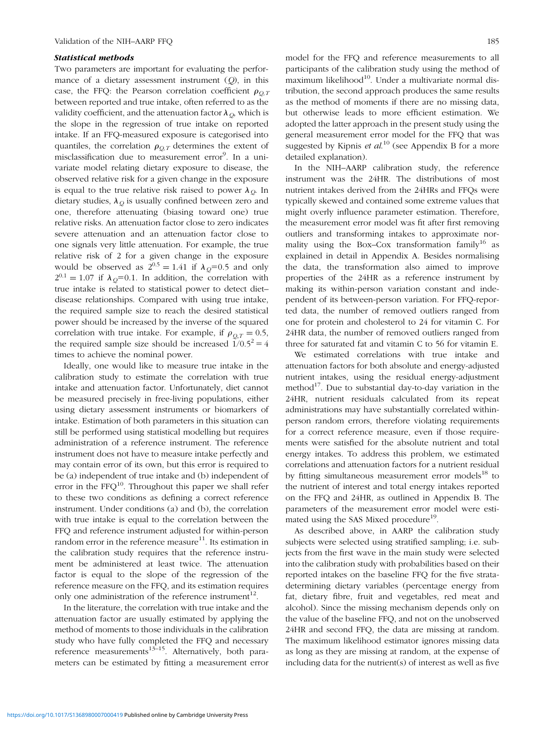### *Statistical methods*

Two parameters are important for evaluating the performance of a dietary assessment instrument ($Q$), in this case, the FFQ: the Pearson correlation coefficient $\rho_{Q,T}$ between reported and true intake, often referred to as the validity coefficient, and the attenuation factor $\lambda_Q$, which is the slope in the regression of true intake on reported intake. If an FFQ-measured exposure is categorised into quantiles, the correlation $\rho_{Q,T}$ determines the extent of misclassification due to measurement error[9]. In a univariate model relating dietary exposure to disease, the observed relative risk for a given change in the exposure is equal to the true relative risk raised to power $\lambda_Q$. In dietary studies, $\lambda_Q$ is usually confined between zero and one, therefore attenuating (biasing toward one) true relative risks. An attenuation factor close to zero indicates severe attenuation and an attenuation factor close to one signals very little attenuation. For example, the true relative risk of 2 for a given change in the exposure would be observed as $2^{0.5} = 1.41$ if $\lambda_Q$=0.5 and only $2^{0.1} = 1.07$ if $\lambda_Q$=0.1. In addition, the correlation with true intake is related to statistical power to detect diet–disease relationships. Compared with using true intake, the required sample size to reach the desired statistical power should be increased by the inverse of the squared correlation with true intake. For example, if $\rho_{Q,T} = 0.5$, the required sample size should be increased $1/0.5^2 = 4$ times to achieve the nominal power.

Ideally, one would like to measure true intake in the calibration study to estimate the correlation with true intake and attenuation factor. Unfortunately, diet cannot be measured precisely in free-living populations, either using dietary assessment instruments or biomarkers of intake. Estimation of both parameters in this situation can still be performed using statistical modelling but requires administration of a reference instrument. The reference instrument does not have to measure intake perfectly and may contain error of its own, but this error is required to be (a) independent of true intake and (b) independent of error in the FFQ[10]. Throughout this paper we shall refer to these two conditions as defining a correct reference instrument. Under conditions (a) and (b), the correlation with true intake is equal to the correlation between the FFQ and reference instrument adjusted for within-person random error in the reference measure[11]. Its estimation in the calibration study requires that the reference instrument be administered at least twice. The attenuation factor is equal to the slope of the regression of the reference measure on the FFQ, and its estimation requires only one administration of the reference instrument[12].

In the literature, the correlation with true intake and the attenuation factor are usually estimated by applying the method of moments to those individuals in the calibration study who have fully completed the FFQ and necessary reference measurements[13–15]. Alternatively, both parameters can be estimated by fitting a measurement error model for the FFQ and reference measurements to all participants of the calibration study using the method of maximum likelihood[10]. Under a multivariate normal distribution, the second approach produces the same results as the method of moments if there are no missing data, but otherwise leads to more efficient estimation. We adopted the latter approach in the present study using the general measurement error model for the FFQ that was suggested by Kipnis *et al.*[10] (see Appendix B for a more detailed explanation).

In the NIH–AARP calibration study, the reference instrument was the 24HR. The distributions of most nutrient intakes derived from the 24HRs and FFQs were typically skewed and contained some extreme values that might overly influence parameter estimation. Therefore, the measurement error model was fit after first removing outliers and transforming intakes to approximate normality using the Box–Cox transformation family[16] as explained in detail in Appendix A. Besides normalising the data, the transformation also aimed to improve properties of the 24HR as a reference instrument by making its within-person variation constant and independent of its between-person variation. For FFQ-reported data, the number of removed outliers ranged from one for protein and cholesterol to 24 for vitamin C. For 24HR data, the number of removed outliers ranged from three for saturated fat and vitamin C to 56 for vitamin E.

We estimated correlations with true intake and attenuation factors for both absolute and energy-adjusted nutrient intakes, using the residual energy-adjustment method[17]. Due to substantial day-to-day variation in the 24HR, nutrient residuals calculated from its repeat administrations may have substantially correlated within-person random errors, therefore violating requirements for a correct reference measure, even if those requirements were satisfied for the absolute nutrient and total energy intakes. To address this problem, we estimated correlations and attenuation factors for a nutrient residual by fitting simultaneous measurement error models[18] to the nutrient of interest and total energy intakes reported on the FFQ and 24HR, as outlined in Appendix B. The parameters of the measurement error model were estimated using the SAS Mixed procedure[19].

As described above, in AARP the calibration study subjects were selected using stratified sampling; i.e. subjects from the first wave in the main study were selected into the calibration study with probabilities based on their reported intakes on the baseline FFQ for the five strata-determining dietary variables (percentage energy from fat, dietary fibre, fruit and vegetables, red meat and alcohol). Since the missing mechanism depends only on the value of the baseline FFQ, and not on the unobserved 24HR and second FFQ, the data are missing at random. The maximum likelihood estimator ignores missing data as long as they are missing at random, at the expense of including data for the nutrient(s) of interest as well as five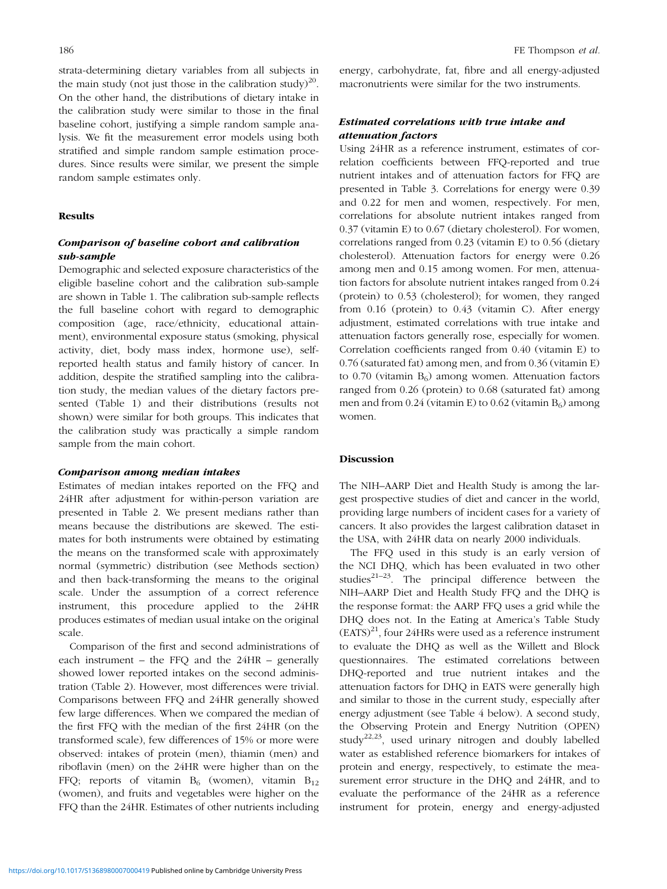strata-determining dietary variables from all subjects in the main study (not just those in the calibration study)[20]. On the other hand, the distributions of dietary intake in the calibration study were similar to those in the final baseline cohort, justifying a simple random sample analysis. We fit the measurement error models using both stratified and simple random sample estimation procedures. Since results were similar, we present the simple random sample estimates only.

## Results

### *Comparison of baseline cohort and calibration sub-sample*

Demographic and selected exposure characteristics of the eligible baseline cohort and the calibration sub-sample are shown in Table 1. The calibration sub-sample reflects the full baseline cohort with regard to demographic composition (age, race/ethnicity, educational attainment), environmental exposure status (smoking, physical activity, diet, body mass index, hormone use), self-reported health status and family history of cancer. In addition, despite the stratified sampling into the calibration study, the median values of the dietary factors presented (Table 1) and their distributions (results not shown) were similar for both groups. This indicates that the calibration study was practically a simple random sample from the main cohort.

### *Comparison among median intakes*

Estimates of median intakes reported on the FFQ and 24HR after adjustment for within-person variation are presented in Table 2. We present medians rather than means because the distributions are skewed. The estimates for both instruments were obtained by estimating the means on the transformed scale with approximately normal (symmetric) distribution (see Methods section) and then back-transforming the means to the original scale. Under the assumption of a correct reference instrument, this procedure applied to the 24HR produces estimates of median usual intake on the original scale.

Comparison of the first and second administrations of each instrument – the FFQ and the 24HR – generally showed lower reported intakes on the second administration (Table 2). However, most differences were trivial. Comparisons between FFQ and 24HR generally showed few large differences. When we compared the median of the first FFQ with the median of the first 24HR (on the transformed scale), few differences of 15% or more were observed: intakes of protein (men), thiamin (men) and riboflavin (men) on the 24HR were higher than on the FFQ; reports of vitamin $B_6$ (women), vitamin $B_{12}$ (women), and fruits and vegetables were higher on the FFQ than the 24HR. Estimates of other nutrients including energy, carbohydrate, fat, fibre and all energy-adjusted macronutrients were similar for the two instruments.

### *Estimated correlations with true intake and attenuation factors*

Using 24HR as a reference instrument, estimates of correlation coefficients between FFQ-reported and true nutrient intakes and of attenuation factors for FFQ are presented in Table 3. Correlations for energy were 0.39 and 0.22 for men and women, respectively. For men, correlations for absolute nutrient intakes ranged from 0.37 (vitamin E) to 0.67 (dietary cholesterol). For women, correlations ranged from 0.23 (vitamin E) to 0.56 (dietary cholesterol). Attenuation factors for energy were 0.26 among men and 0.15 among women. For men, attenuation factors for absolute nutrient intakes ranged from 0.24 (protein) to 0.53 (cholesterol); for women, they ranged from 0.16 (protein) to 0.43 (vitamin C). After energy adjustment, estimated correlations with true intake and attenuation factors generally rose, especially for women. Correlation coefficients ranged from 0.40 (vitamin E) to 0.76 (saturated fat) among men, and from 0.36 (vitamin E) to 0.70 (vitamin $B_6$) among women. Attenuation factors ranged from 0.26 (protein) to 0.68 (saturated fat) among men and from 0.24 (vitamin E) to 0.62 (vitamin $B_6$) among women.

## Discussion

The NIH–AARP Diet and Health Study is among the largest prospective studies of diet and cancer in the world, providing large numbers of incident cases for a variety of cancers. It also provides the largest calibration dataset in the USA, with 24HR data on nearly 2000 individuals.

The FFQ used in this study is an early version of the NCI DHQ, which has been evaluated in two other studies[21–23]. The principal difference between the NIH–AARP Diet and Health Study FFQ and the DHQ is the response format: the AARP FFQ uses a grid while the DHQ does not. In the Eating at America's Table Study (EATS)[21], four 24HRs were used as a reference instrument to evaluate the DHQ as well as the Willett and Block questionnaires. The estimated correlations between DHQ-reported and true nutrient intakes and the attenuation factors for DHQ in EATS were generally high and similar to those in the current study, especially after energy adjustment (see Table 4 below). A second study, the Observing Protein and Energy Nutrition (OPEN) study[22,23], used urinary nitrogen and doubly labelled water as established reference biomarkers for intakes of protein and energy, respectively, to estimate the measurement error structure in the DHQ and 24HR, and to evaluate the performance of the 24HR as a reference instrument for protein, energy and energy-adjusted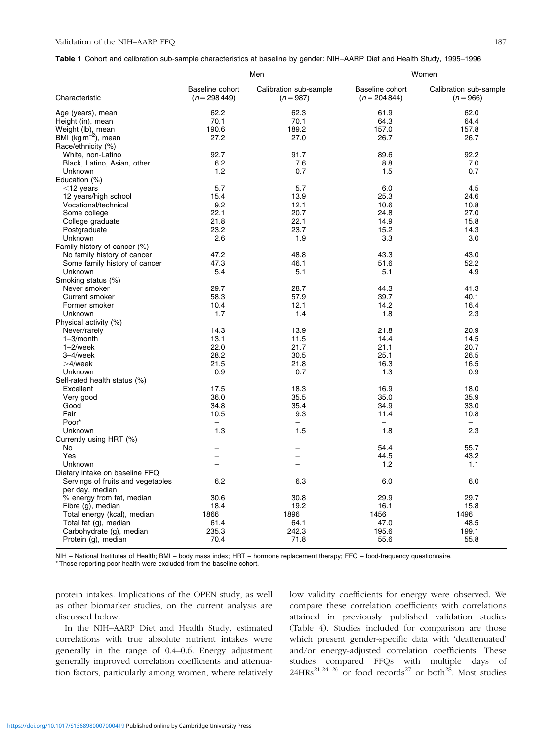**Table 1** Cohort and calibration sub-sample characteristics at baseline by gender: NIH–AARP Diet and Health Study, 1995–1996

| | Men | | Women | |
|---|---|---|---|---|
| Characteristic | Baseline cohort ($n = 298\,449$) | Calibration sub-sample ($n = 987$) | Baseline cohort ($n = 204\,844$) | Calibration sub-sample ($n = 966$) |
| Age (years), mean | 62.2 | 62.3 | 61.9 | 62.0 |
| Height (in), mean | 70.1 | 70.1 | 64.3 | 64.4 |
| Weight (lb), mean | 190.6 | 189.2 | 157.0 | 157.8 |
| BMI (kg m$^{-2}$), mean | 27.2 | 27.0 | 26.7 | 26.7 |
| Race/ethnicity (%) | | | | |
| White, non-Latino | 92.7 | 91.7 | 89.6 | 92.2 |
| Black, Latino, Asian, other | 6.2 | 7.6 | 8.8 | 7.0 |
| Unknown | 1.2 | 0.7 | 1.5 | 0.7 |
| Education (%) | | | | |
| <12 years | 5.7 | 5.7 | 6.0 | 4.5 |
| 12 years/high school | 15.4 | 13.9 | 25.3 | 24.6 |
| Vocational/technical | 9.2 | 12.1 | 10.6 | 10.8 |
| Some college | 22.1 | 20.7 | 24.8 | 27.0 |
| College graduate | 21.8 | 22.1 | 14.9 | 15.8 |
| Postgraduate | 23.2 | 23.7 | 15.2 | 14.3 |
| Unknown | 2.6 | 1.9 | 3.3 | 3.0 |
| Family history of cancer (%) | | | | |
| No family history of cancer | 47.2 | 48.8 | 43.3 | 43.0 |
| Some family history of cancer | 47.3 | 46.1 | 51.6 | 52.2 |
| Unknown | 5.4 | 5.1 | 5.1 | 4.9 |
| Smoking status (%) | | | | |
| Never smoker | 29.7 | 28.7 | 44.3 | 41.3 |
| Current smoker | 58.3 | 57.9 | 39.7 | 40.1 |
| Former smoker | 10.4 | 12.1 | 14.2 | 16.4 |
| Unknown | 1.7 | 1.4 | 1.8 | 2.3 |
| Physical activity (%) | | | | |
| Never/rarely | 14.3 | 13.9 | 21.8 | 20.9 |
| 1–3/month | 13.1 | 11.5 | 14.4 | 14.5 |
| 1–2/week | 22.0 | 21.7 | 21.1 | 20.7 |
| 3–4/week | 28.2 | 30.5 | 25.1 | 26.5 |
| >4/week | 21.5 | 21.8 | 16.3 | 16.5 |
| Unknown | 0.9 | 0.7 | 1.3 | 0.9 |
| Self-rated health status (%) | | | | |
| Excellent | 17.5 | 18.3 | 16.9 | 18.0 |
| Very good | 36.0 | 35.5 | 35.0 | 35.9 |
| Good | 34.8 | 35.4 | 34.9 | 33.0 |
| Fair | 10.5 | 9.3 | 11.4 | 10.8 |
| Poor* | – | – | – | – |
| Unknown | 1.3 | 1.5 | 1.8 | 2.3 |
| Currently using HRT (%) | | | | |
| No | – | – | 54.4 | 55.7 |
| Yes | – | – | 44.5 | 43.2 |
| Unknown | – | – | 1.2 | 1.1 |
| Dietary intake on baseline FFQ | | | | |
| Servings of fruits and vegetables per day, median | 6.2 | 6.3 | 6.0 | 6.0 |
| % energy from fat, median | 30.6 | 30.8 | 29.9 | 29.7 |
| Fibre (g), median | 18.4 | 19.2 | 16.1 | 15.8 |
| Total energy (kcal), median | 1866 | 1896 | 1456 | 1496 |
| Total fat (g), median | 61.4 | 64.1 | 47.0 | 48.5 |
| Carbohydrate (g), median | 235.3 | 242.3 | 195.6 | 199.1 |
| Protein (g), median | 70.4 | 71.8 | 55.6 | 55.8 |

NIH – National Institutes of Health; BMI – body mass index; HRT – hormone replacement therapy; FFQ – food-frequency questionnaire.
* Those reporting poor health were excluded from the baseline cohort.

protein intakes. Implications of the OPEN study, as well as other biomarker studies, on the current analysis are discussed below.

In the NIH–AARP Diet and Health Study, estimated correlations with true absolute nutrient intakes were generally in the range of 0.4–0.6. Energy adjustment generally improved correlation coefficients and attenuation factors, particularly among women, where relatively low validity coefficients for energy were observed. We compare these correlation coefficients with correlations attained in previously published validation studies (Table 4). Studies included for comparison are those which present gender-specific data with 'deattenuated' and/or energy-adjusted correlation coefficients. These studies compared FFQs with multiple days of 24HRs[21,24–26] or food records[27] or both[28]. Most studies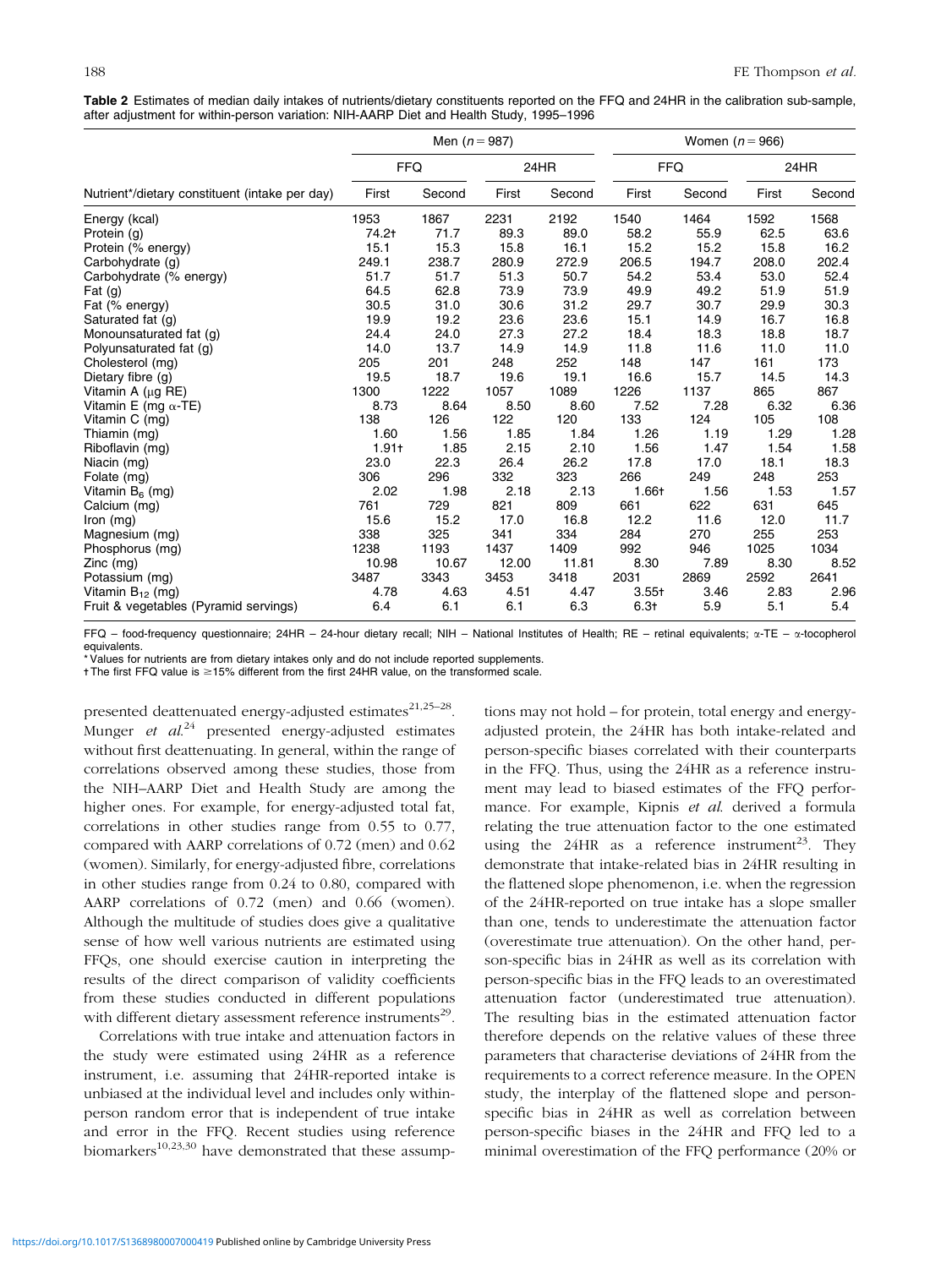**Table 2** Estimates of median daily intakes of nutrients/dietary constituents reported on the FFQ and 24HR in the calibration sub-sample, after adjustment for within-person variation: NIH-AARP Diet and Health Study, 1995–1996

| | Men ($n = 987$) | | | | Women ($n = 966$) | | | |
|---|---|---|---|---|---|---|---|---|
| | FFQ | | 24HR | | FFQ | | 24HR | |
| Nutrient*/dietary constituent (intake per day) | First | Second | First | Second | First | Second | First | Second |
| Energy (kcal) | 1953 | 1867 | 2231 | 2192 | 1540 | 1464 | 1592 | 1568 |
| Protein (g) | 74.2† | 71.7 | 89.3 | 89.0 | 58.2 | 55.9 | 62.5 | 63.6 |
| Protein (% energy) | 15.1 | 15.3 | 15.8 | 16.1 | 15.2 | 15.2 | 15.8 | 16.2 |
| Carbohydrate (g) | 249.1 | 238.7 | 280.9 | 272.9 | 206.5 | 194.7 | 208.0 | 202.4 |
| Carbohydrate (% energy) | 51.7 | 51.7 | 51.3 | 50.7 | 54.2 | 53.4 | 53.0 | 52.4 |
| Fat (g) | 64.5 | 62.8 | 73.9 | 73.9 | 49.9 | 49.2 | 51.9 | 51.9 |
| Fat (% energy) | 30.5 | 31.0 | 30.6 | 31.2 | 29.7 | 30.7 | 29.9 | 30.3 |
| Saturated fat (g) | 19.9 | 19.2 | 23.6 | 23.6 | 15.1 | 14.9 | 16.7 | 16.8 |
| Monounsaturated fat (g) | 24.4 | 24.0 | 27.3 | 27.2 | 18.4 | 18.3 | 18.8 | 18.7 |
| Polyunsaturated fat (g) | 14.0 | 13.7 | 14.9 | 14.9 | 11.8 | 11.6 | 11.0 | 11.0 |
| Cholesterol (mg) | 205 | 201 | 248 | 252 | 148 | 147 | 161 | 173 |
| Dietary fibre (g) | 19.5 | 18.7 | 19.6 | 19.1 | 16.6 | 15.7 | 14.5 | 14.3 |
| Vitamin A (μg RE) | 1300 | 1222 | 1057 | 1089 | 1226 | 1137 | 865 | 867 |
| Vitamin E (mg α-TE) | 8.73 | 8.64 | 8.50 | 8.60 | 7.52 | 7.28 | 6.32 | 6.36 |
| Vitamin C (mg) | 138 | 126 | 122 | 120 | 133 | 124 | 105 | 108 |
| Thiamin (mg) | 1.60 | 1.56 | 1.85 | 1.84 | 1.26 | 1.19 | 1.29 | 1.28 |
| Riboflavin (mg) | 1.91† | 1.85 | 2.15 | 2.10 | 1.56 | 1.47 | 1.54 | 1.58 |
| Niacin (mg) | 23.0 | 22.3 | 26.4 | 26.2 | 17.8 | 17.0 | 18.1 | 18.3 |
| Folate (mg) | 306 | 296 | 332 | 323 | 266 | 249 | 248 | 253 |
| Vitamin $B_6$ (mg) | 2.02 | 1.98 | 2.18 | 2.13 | 1.66† | 1.56 | 1.53 | 1.57 |
| Calcium (mg) | 761 | 729 | 821 | 809 | 661 | 622 | 631 | 645 |
| Iron (mg) | 15.6 | 15.2 | 17.0 | 16.8 | 12.2 | 11.6 | 12.0 | 11.7 |
| Magnesium (mg) | 338 | 325 | 341 | 334 | 284 | 270 | 255 | 253 |
| Phosphorus (mg) | 1238 | 1193 | 1437 | 1409 | 992 | 946 | 1025 | 1034 |
| Zinc (mg) | 10.98 | 10.67 | 12.00 | 11.81 | 8.30 | 7.89 | 8.30 | 8.52 |
| Potassium (mg) | 3487 | 3343 | 3453 | 3418 | 2031 | 2869 | 2592 | 2641 |
| Vitamin $B_{12}$ (mg) | 4.78 | 4.63 | 4.51 | 4.47 | 3.55† | 3.46 | 2.83 | 2.96 |
| Fruit & vegetables (Pyramid servings) | 6.4 | 6.1 | 6.1 | 6.3 | 6.3† | 5.9 | 5.1 | 5.4 |

FFQ – food-frequency questionnaire; 24HR – 24-hour dietary recall; NIH – National Institutes of Health; RE – retinal equivalents; α-TE – α-tocopherol equivalents.
* Values for nutrients are from dietary intakes only and do not include reported supplements.
† The first FFQ value is ≥15% different from the first 24HR value, on the transformed scale.

presented deattenuated energy-adjusted estimates[21,25–28]. Munger *et al.*[24] presented energy-adjusted estimates without first deattenuating. In general, within the range of correlations observed among these studies, those from the NIH–AARP Diet and Health Study are among the higher ones. For example, for energy-adjusted total fat, correlations in other studies range from 0.55 to 0.77, compared with AARP correlations of 0.72 (men) and 0.62 (women). Similarly, for energy-adjusted fibre, correlations in other studies range from 0.24 to 0.80, compared with AARP correlations of 0.72 (men) and 0.66 (women). Although the multitude of studies does give a qualitative sense of how well various nutrients are estimated using FFQs, one should exercise caution in interpreting the results of the direct comparison of validity coefficients from these studies conducted in different populations with different dietary assessment reference instruments[29].

Correlations with true intake and attenuation factors in the study were estimated using 24HR as a reference instrument, i.e. assuming that 24HR-reported intake is unbiased at the individual level and includes only within-person random error that is independent of true intake and error in the FFQ. Recent studies using reference biomarkers[10,23,30] have demonstrated that these assumptions may not hold – for protein, total energy and energy-adjusted protein, the 24HR has both intake-related and person-specific biases correlated with their counterparts in the FFQ. Thus, using the 24HR as a reference instrument may lead to biased estimates of the FFQ performance. For example, Kipnis *et al.* derived a formula relating the true attenuation factor to the one estimated using the 24HR as a reference instrument[23]. They demonstrate that intake-related bias in 24HR resulting in the flattened slope phenomenon, i.e. when the regression of the 24HR-reported on true intake has a slope smaller than one, tends to underestimate the attenuation factor (overestimate true attenuation). On the other hand, person-specific bias in 24HR as well as its correlation with person-specific bias in the FFQ leads to an overestimated attenuation factor (underestimated true attenuation). The resulting bias in the estimated attenuation factor therefore depends on the relative values of these three parameters that characterise deviations of 24HR from the requirements to a correct reference measure. In the OPEN study, the interplay of the flattened slope and person-specific bias in 24HR as well as correlation between person-specific biases in the 24HR and FFQ led to a minimal overestimation of the FFQ performance (20% or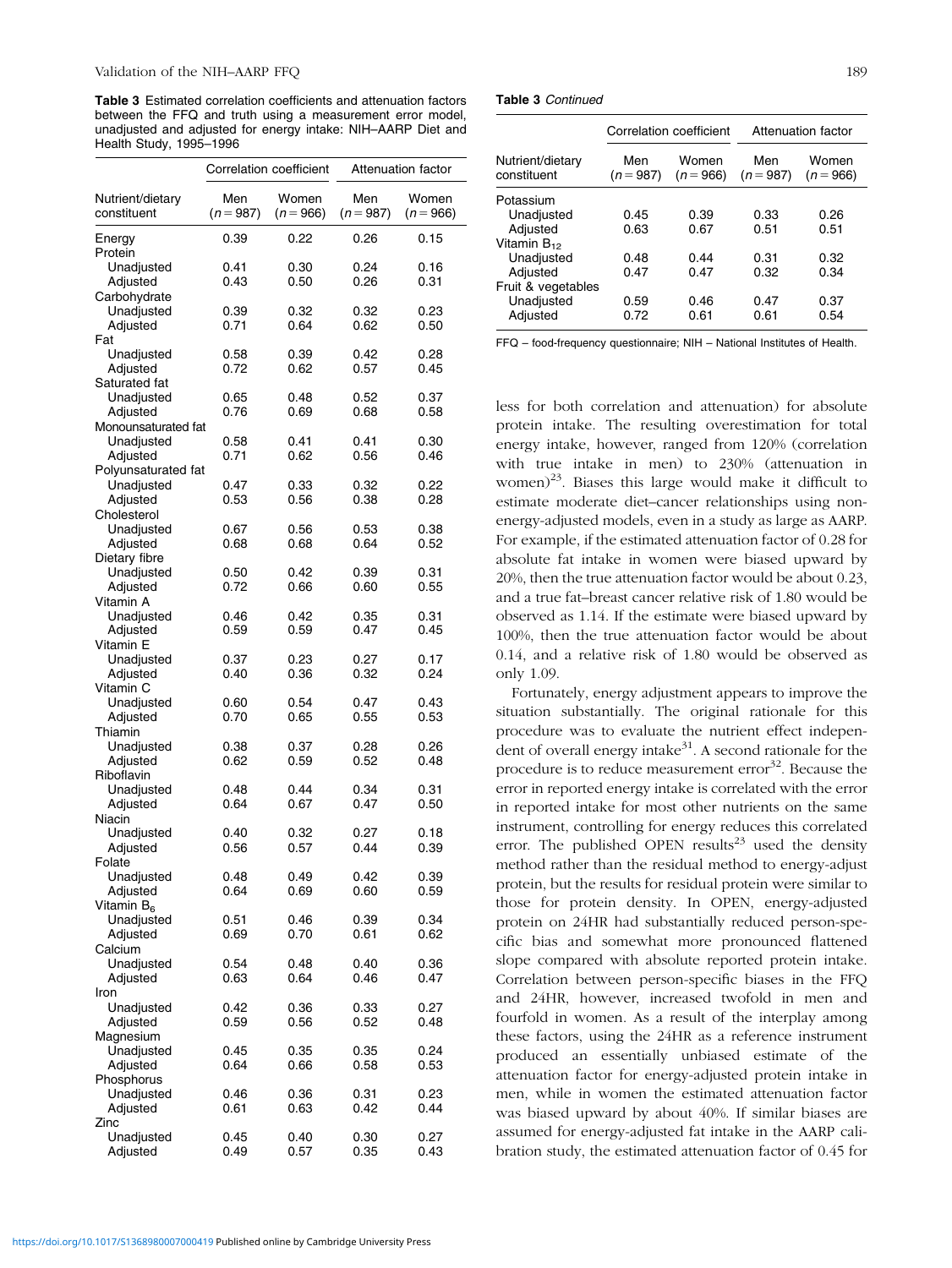**Table 3** Estimated correlation coefficients and attenuation factors between the FFQ and truth using a measurement error model, unadjusted and adjusted for energy intake: NIH–AARP Diet and Health Study, 1995–1996

| Nutrient/dietary constituent | Correlation coefficient | | Attenuation factor | |
|---|---|---|---|---|
| | Men ($n=987$) | Women ($n=966$) | Men ($n=987$) | Women ($n=966$) |
| Energy | 0.39 | 0.22 | 0.26 | 0.15 |
| Protein | | | | |
| Unadjusted | 0.41 | 0.30 | 0.24 | 0.16 |
| Adjusted | 0.43 | 0.50 | 0.26 | 0.31 |
| Carbohydrate | | | | |
| Unadjusted | 0.39 | 0.32 | 0.32 | 0.23 |
| Adjusted | 0.71 | 0.64 | 0.62 | 0.50 |
| Fat | | | | |
| Unadjusted | 0.58 | 0.39 | 0.42 | 0.28 |
| Adjusted | 0.72 | 0.62 | 0.57 | 0.45 |
| Saturated fat | | | | |
| Unadjusted | 0.65 | 0.48 | 0.52 | 0.37 |
| Adjusted | 0.76 | 0.69 | 0.68 | 0.58 |
| Monounsaturated fat | | | | |
| Unadjusted | 0.58 | 0.41 | 0.41 | 0.30 |
| Adjusted | 0.71 | 0.62 | 0.56 | 0.46 |
| Polyunsaturated fat | | | | |
| Unadjusted | 0.47 | 0.33 | 0.32 | 0.22 |
| Adjusted | 0.53 | 0.56 | 0.38 | 0.28 |
| Cholesterol | | | | |
| Unadjusted | 0.67 | 0.56 | 0.53 | 0.38 |
| Adjusted | 0.68 | 0.68 | 0.64 | 0.52 |
| Dietary fibre | | | | |
| Unadjusted | 0.50 | 0.42 | 0.39 | 0.31 |
| Adjusted | 0.72 | 0.66 | 0.60 | 0.55 |
| Vitamin A | | | | |
| Unadjusted | 0.46 | 0.42 | 0.35 | 0.31 |
| Adjusted | 0.59 | 0.59 | 0.47 | 0.45 |
| Vitamin E | | | | |
| Unadjusted | 0.37 | 0.23 | 0.27 | 0.17 |
| Adjusted | 0.40 | 0.36 | 0.32 | 0.24 |
| Vitamin C | | | | |
| Unadjusted | 0.60 | 0.54 | 0.47 | 0.43 |
| Adjusted | 0.70 | 0.65 | 0.55 | 0.53 |
| Thiamin | | | | |
| Unadjusted | 0.38 | 0.37 | 0.28 | 0.26 |
| Adjusted | 0.62 | 0.59 | 0.52 | 0.48 |
| Riboflavin | | | | |
| Unadjusted | 0.48 | 0.44 | 0.34 | 0.31 |
| Adjusted | 0.64 | 0.67 | 0.47 | 0.50 |
| Niacin | | | | |
| Unadjusted | 0.40 | 0.32 | 0.27 | 0.18 |
| Adjusted | 0.56 | 0.57 | 0.44 | 0.39 |
| Folate | | | | |
| Unadjusted | 0.48 | 0.49 | 0.42 | 0.39 |
| Adjusted | 0.64 | 0.69 | 0.60 | 0.59 |
| Vitamin $B_6$ | | | | |
| Unadjusted | 0.51 | 0.46 | 0.39 | 0.34 |
| Adjusted | 0.69 | 0.70 | 0.61 | 0.62 |
| Calcium | | | | |
| Unadjusted | 0.54 | 0.48 | 0.40 | 0.36 |
| Adjusted | 0.63 | 0.64 | 0.46 | 0.47 |
| Iron | | | | |
| Unadjusted | 0.42 | 0.36 | 0.33 | 0.27 |
| Adjusted | 0.59 | 0.56 | 0.52 | 0.48 |
| Magnesium | | | | |
| Unadjusted | 0.45 | 0.35 | 0.35 | 0.24 |
| Adjusted | 0.64 | 0.66 | 0.58 | 0.53 |
| Phosphorus | | | | |
| Unadjusted | 0.46 | 0.36 | 0.31 | 0.23 |
| Adjusted | 0.61 | 0.63 | 0.42 | 0.44 |
| Zinc | | | | |
| Unadjusted | 0.45 | 0.40 | 0.30 | 0.27 |
| Adjusted | 0.49 | 0.57 | 0.35 | 0.43 |
| Potassium | | | | |
| Unadjusted | 0.45 | 0.39 | 0.33 | 0.26 |
| Adjusted | 0.63 | 0.67 | 0.51 | 0.51 |
| Vitamin $B_{12}$ | | | | |
| Unadjusted | 0.48 | 0.44 | 0.31 | 0.32 |
| Adjusted | 0.47 | 0.47 | 0.32 | 0.34 |
| Fruit & vegetables | | | | |
| Unadjusted | 0.59 | 0.46 | 0.47 | 0.37 |
| Adjusted | 0.72 | 0.61 | 0.61 | 0.54 |

FFQ – food-frequency questionnaire; NIH – National Institutes of Health.

less for both correlation and attenuation) for absolute protein intake. The resulting overestimation for total energy intake, however, ranged from 120% (correlation with true intake in men) to 230% (attenuation in women)[23]. Biases this large would make it difficult to estimate moderate diet–cancer relationships using non-energy-adjusted models, even in a study as large as AARP. For example, if the estimated attenuation factor of 0.28 for absolute fat intake in women were biased upward by 20%, then the true attenuation factor would be about 0.23, and a true fat–breast cancer relative risk of 1.80 would be observed as 1.14. If the estimate were biased upward by 100%, then the true attenuation factor would be about 0.14, and a relative risk of 1.80 would be observed as only 1.09.

Fortunately, energy adjustment appears to improve the situation substantially. The original rationale for this procedure was to evaluate the nutrient effect independent of overall energy intake[31]. A second rationale for the procedure is to reduce measurement error[32]. Because the error in reported energy intake is correlated with the error in reported intake for most other nutrients on the same instrument, controlling for energy reduces this correlated error. The published OPEN results[23] used the density method rather than the residual method to energy-adjust protein, but the results for residual protein were similar to those for protein density. In OPEN, energy-adjusted protein on 24HR had substantially reduced person-specific bias and somewhat more pronounced flattened slope compared with absolute reported protein intake. Correlation between person-specific biases in the FFQ and 24HR, however, increased twofold in men and fourfold in women. As a result of the interplay among these factors, using the 24HR as a reference instrument produced an essentially unbiased estimate of the attenuation factor for energy-adjusted protein intake in men, while in women the estimated attenuation factor was biased upward by about 40%. If similar biases are assumed for energy-adjusted fat intake in the AARP calibration study, the estimated attenuation factor of 0.45 for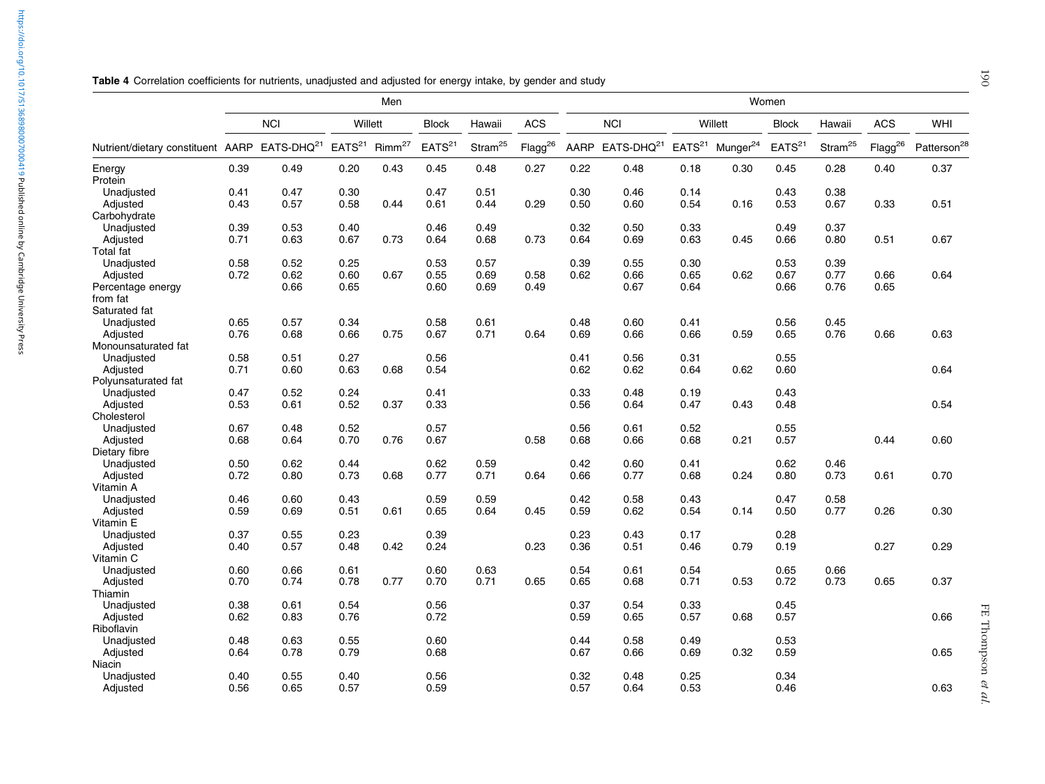**Table 4** Correlation coefficients for nutrients, unadjusted and adjusted for energy intake, by gender and study

| | Men | | | | | | | Women | | | | | | | |
|---|---|---|---|---|---|---|---|---|---|---|---|---|---|---|---|
| | NCI | | Willett | | Block | Hawaii | ACS | NCI | | Willett | | Block | Hawaii | ACS | WHI |
| Nutrient/dietary constituent | AARP | EATS-DHQ[21] | EATS[21] | Rimm[27] | EATS[21] | Stram[25] | Flagg[26] | AARP | EATS-DHQ[21] | EATS[21] | Munger[24] | EATS[21] | Stram[25] | Flagg[26] | Patterson[28] |
| Energy | 0.39 | 0.49 | 0.20 | 0.43 | 0.45 | 0.48 | 0.27 | 0.22 | 0.48 | 0.18 | 0.30 | 0.45 | 0.28 | 0.40 | 0.37 |
| Protein | | | | | | | | | | | | | | | |
| Unadjusted | 0.41 | 0.47 | 0.30 | | 0.47 | 0.51 | | 0.30 | 0.46 | 0.14 | | 0.43 | 0.38 | | |
| Adjusted | 0.43 | 0.57 | 0.58 | 0.44 | 0.61 | 0.44 | 0.29 | 0.50 | 0.60 | 0.54 | 0.16 | 0.53 | 0.67 | 0.33 | 0.51 |
| Carbohydrate | | | | | | | | | | | | | | | |
| Unadjusted | 0.39 | 0.53 | 0.40 | | 0.46 | 0.49 | | 0.32 | 0.50 | 0.33 | | 0.49 | 0.37 | | |
| Adjusted | 0.71 | 0.63 | 0.67 | 0.73 | 0.64 | 0.68 | 0.73 | 0.64 | 0.69 | 0.63 | 0.45 | 0.66 | 0.80 | 0.51 | 0.67 |
| Total fat | | | | | | | | | | | | | | | |
| Unadjusted | 0.58 | 0.52 | 0.25 | | 0.53 | 0.57 | | 0.39 | 0.55 | 0.30 | | 0.53 | 0.39 | | |
| Adjusted | 0.72 | 0.62 | 0.60 | 0.67 | 0.55 | 0.69 | 0.58 | 0.62 | 0.66 | 0.65 | 0.62 | 0.67 | 0.77 | 0.66 | 0.64 |
| Percentage energy from fat | | 0.66 | 0.65 | | 0.60 | 0.69 | 0.49 | | 0.67 | 0.64 | | 0.66 | 0.76 | 0.65 | |
| Saturated fat | | | | | | | | | | | | | | | |
| Unadjusted | 0.65 | 0.57 | 0.34 | | 0.58 | 0.61 | | 0.48 | 0.60 | 0.41 | | 0.56 | 0.45 | | |
| Adjusted | 0.76 | 0.68 | 0.66 | 0.75 | 0.67 | 0.71 | 0.64 | 0.69 | 0.66 | 0.66 | 0.59 | 0.65 | 0.76 | 0.66 | 0.63 |
| Monounsaturated fat | | | | | | | | | | | | | | | |
| Unadjusted | 0.58 | 0.51 | 0.27 | | 0.56 | | | 0.41 | 0.56 | 0.31 | | 0.55 | | | |
| Adjusted | 0.71 | 0.60 | 0.63 | 0.68 | 0.54 | | | 0.62 | 0.62 | 0.64 | 0.62 | 0.60 | | | 0.64 |
| Polyunsaturated fat | | | | | | | | | | | | | | | |
| Unadjusted | 0.47 | 0.52 | 0.24 | | 0.41 | | | 0.33 | 0.48 | 0.19 | | 0.43 | | | |
| Adjusted | 0.53 | 0.61 | 0.52 | 0.37 | 0.33 | | | 0.56 | 0.64 | 0.47 | 0.43 | 0.48 | | | 0.54 |
| Cholesterol | | | | | | | | | | | | | | | |
| Unadjusted | 0.67 | 0.48 | 0.52 | | 0.57 | | | 0.56 | 0.61 | 0.52 | | 0.55 | | | |
| Adjusted | 0.68 | 0.64 | 0.70 | 0.76 | 0.67 | | 0.58 | 0.68 | 0.66 | 0.68 | 0.21 | 0.57 | | 0.44 | 0.60 |
| Dietary fibre | | | | | | | | | | | | | | | |
| Unadjusted | 0.50 | 0.62 | 0.44 | | 0.62 | 0.59 | | 0.42 | 0.60 | 0.41 | | 0.62 | 0.46 | | |
| Adjusted | 0.72 | 0.80 | 0.73 | 0.68 | 0.77 | 0.71 | 0.64 | 0.66 | 0.77 | 0.68 | 0.24 | 0.80 | 0.73 | 0.61 | 0.70 |
| Vitamin A | | | | | | | | | | | | | | | |
| Unadjusted | 0.46 | 0.60 | 0.43 | | 0.59 | 0.59 | | 0.42 | 0.58 | 0.43 | | 0.47 | 0.58 | | |
| Adjusted | 0.59 | 0.69 | 0.51 | 0.61 | 0.65 | 0.64 | 0.45 | 0.59 | 0.62 | 0.54 | 0.14 | 0.50 | 0.77 | 0.26 | 0.30 |
| Vitamin E | | | | | | | | | | | | | | | |
| Unadjusted | 0.37 | 0.55 | 0.23 | | 0.39 | | | 0.23 | 0.43 | 0.17 | | 0.28 | | | |
| Adjusted | 0.40 | 0.57 | 0.48 | 0.42 | 0.24 | | 0.23 | 0.36 | 0.51 | 0.46 | 0.79 | 0.19 | | 0.27 | 0.29 |
| Vitamin C | | | | | | | | | | | | | | | |
| Unadjusted | 0.60 | 0.66 | 0.61 | | 0.60 | 0.63 | | 0.54 | 0.61 | 0.54 | | 0.65 | 0.66 | | |
| Adjusted | 0.70 | 0.74 | 0.78 | 0.77 | 0.70 | 0.71 | 0.65 | 0.65 | 0.68 | 0.71 | 0.53 | 0.72 | 0.73 | 0.65 | 0.37 |
| Thiamin | | | | | | | | | | | | | | | |
| Unadjusted | 0.38 | 0.61 | 0.54 | | 0.56 | | | 0.37 | 0.54 | 0.33 | | 0.45 | | | |
| Adjusted | 0.62 | 0.83 | 0.76 | | 0.72 | | | 0.59 | 0.65 | 0.57 | 0.68 | 0.57 | | | 0.66 |
| Riboflavin | | | | | | | | | | | | | | | |
| Unadjusted | 0.48 | 0.63 | 0.55 | | 0.60 | | | 0.44 | 0.58 | 0.49 | | 0.53 | | | |
| Adjusted | 0.64 | 0.78 | 0.79 | | 0.68 | | | 0.67 | 0.66 | 0.69 | 0.32 | 0.59 | | | 0.65 |
| Niacin | | | | | | | | | | | | | | | |
| Unadjusted | 0.40 | 0.55 | 0.40 | | 0.56 | | | 0.32 | 0.48 | 0.25 | | 0.34 | | | |
| Adjusted | 0.56 | 0.65 | 0.57 | | 0.59 | | | 0.57 | 0.64 | 0.53 | | 0.46 | | | 0.63 |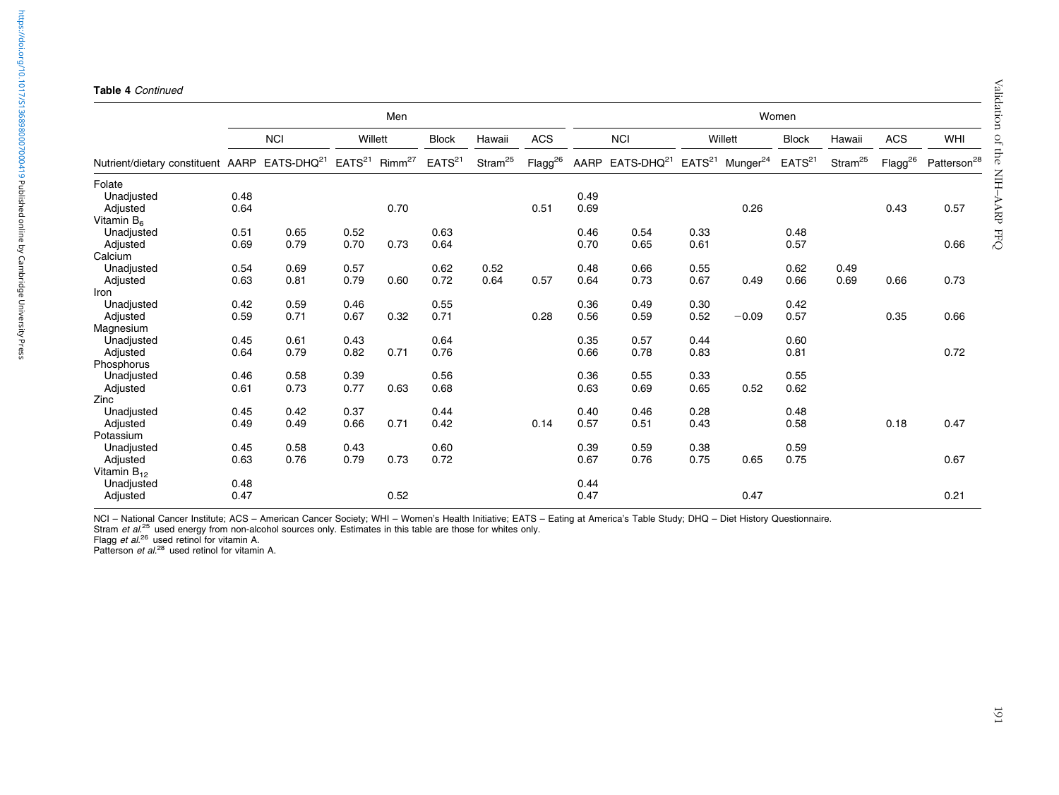**Table 4** *Continued*

| | Men | | | | | | | Women | | | | | | | |
|---|---|---|---|---|---|---|---|---|---|---|---|---|---|---|---|
| | NCI | | Willett | | Block | Hawaii | ACS | NCI | | Willett | | Block | Hawaii | ACS | WHI |
| Nutrient/dietary constituent | AARP | EATS-DHQ[21] | EATS[21] | Rimm[27] | EATS[21] | Stram[25] | Flagg[26] | AARP | EATS-DHQ[21] | EATS[21] | Munger[24] | EATS[21] | Stram[25] | Flagg[26] | Patterson[28] |
| Folate | | | | | | | | | | | | | | | |
| Unadjusted | 0.48 | | | | | | | 0.49 | | | | | | | |
| Adjusted | 0.64 | | | 0.70 | | | 0.51 | 0.69 | | | 0.26 | | | 0.43 | 0.57 |
| Vitamin $B_6$ | | | | | | | | | | | | | | | |
| Unadjusted | 0.51 | 0.65 | 0.52 | | 0.63 | | | 0.46 | 0.54 | 0.33 | | 0.48 | | | |
| Adjusted | 0.69 | 0.79 | 0.70 | 0.73 | 0.64 | | | 0.70 | 0.65 | 0.61 | | 0.57 | | | 0.66 |
| Calcium | | | | | | | | | | | | | | | |
| Unadjusted | 0.54 | 0.69 | 0.57 | | 0.62 | 0.52 | | 0.48 | 0.66 | 0.55 | | 0.62 | 0.49 | | |
| Adjusted | 0.63 | 0.81 | 0.79 | 0.60 | 0.72 | 0.64 | 0.57 | 0.64 | 0.73 | 0.67 | 0.49 | 0.66 | 0.69 | 0.66 | 0.73 |
| Iron | | | | | | | | | | | | | | | |
| Unadjusted | 0.42 | 0.59 | 0.46 | | 0.55 | | | 0.36 | 0.49 | 0.30 | | 0.42 | | | |
| Adjusted | 0.59 | 0.71 | 0.67 | 0.32 | 0.71 | | 0.28 | 0.56 | 0.59 | 0.52 | −0.09 | 0.57 | | 0.35 | 0.66 |
| Magnesium | | | | | | | | | | | | | | | |
| Unadjusted | 0.45 | 0.61 | 0.43 | | 0.64 | | | 0.35 | 0.57 | 0.44 | | 0.60 | | | |
| Adjusted | 0.64 | 0.79 | 0.82 | 0.71 | 0.76 | | | 0.66 | 0.78 | 0.83 | | 0.81 | | | 0.72 |
| Phosphorus | | | | | | | | | | | | | | | |
| Unadjusted | 0.46 | 0.58 | 0.39 | | 0.56 | | | 0.36 | 0.55 | 0.33 | | 0.55 | | | |
| Adjusted | 0.61 | 0.73 | 0.77 | 0.63 | 0.68 | | | 0.63 | 0.69 | 0.65 | 0.52 | 0.62 | | | |
| Zinc | | | | | | | | | | | | | | | |
| Unadjusted | 0.45 | 0.42 | 0.37 | | 0.44 | | | 0.40 | 0.46 | 0.28 | | 0.48 | | | |
| Adjusted | 0.49 | 0.49 | 0.66 | 0.71 | 0.42 | | 0.14 | 0.57 | 0.51 | 0.43 | | 0.58 | | 0.18 | 0.47 |
| Potassium | | | | | | | | | | | | | | | |
| Unadjusted | 0.45 | 0.58 | 0.43 | | 0.60 | | | 0.39 | 0.59 | 0.38 | | 0.59 | | | |
| Adjusted | 0.63 | 0.76 | 0.79 | 0.73 | 0.72 | | | 0.67 | 0.76 | 0.75 | 0.65 | 0.75 | | | 0.67 |
| Vitamin $B_{12}$ | | | | | | | | | | | | | | | |
| Unadjusted | 0.48 | | | | | | | 0.44 | | | | | | | |
| Adjusted | 0.47 | | | 0.52 | | | | 0.47 | | | 0.47 | | | | 0.21 |

NCI – National Cancer Institute; ACS – American Cancer Society; WHI – Women's Health Initiative; EATS – Eating at America's Table Study; DHQ – Diet History Questionnaire.
Stram *et al.*[25] used energy from non-alcohol sources only. Estimates in this table are those for whites only.
Flagg *et al.*[26] used retinol for vitamin A.
Patterson *et al.*[28] used retinol for vitamin A.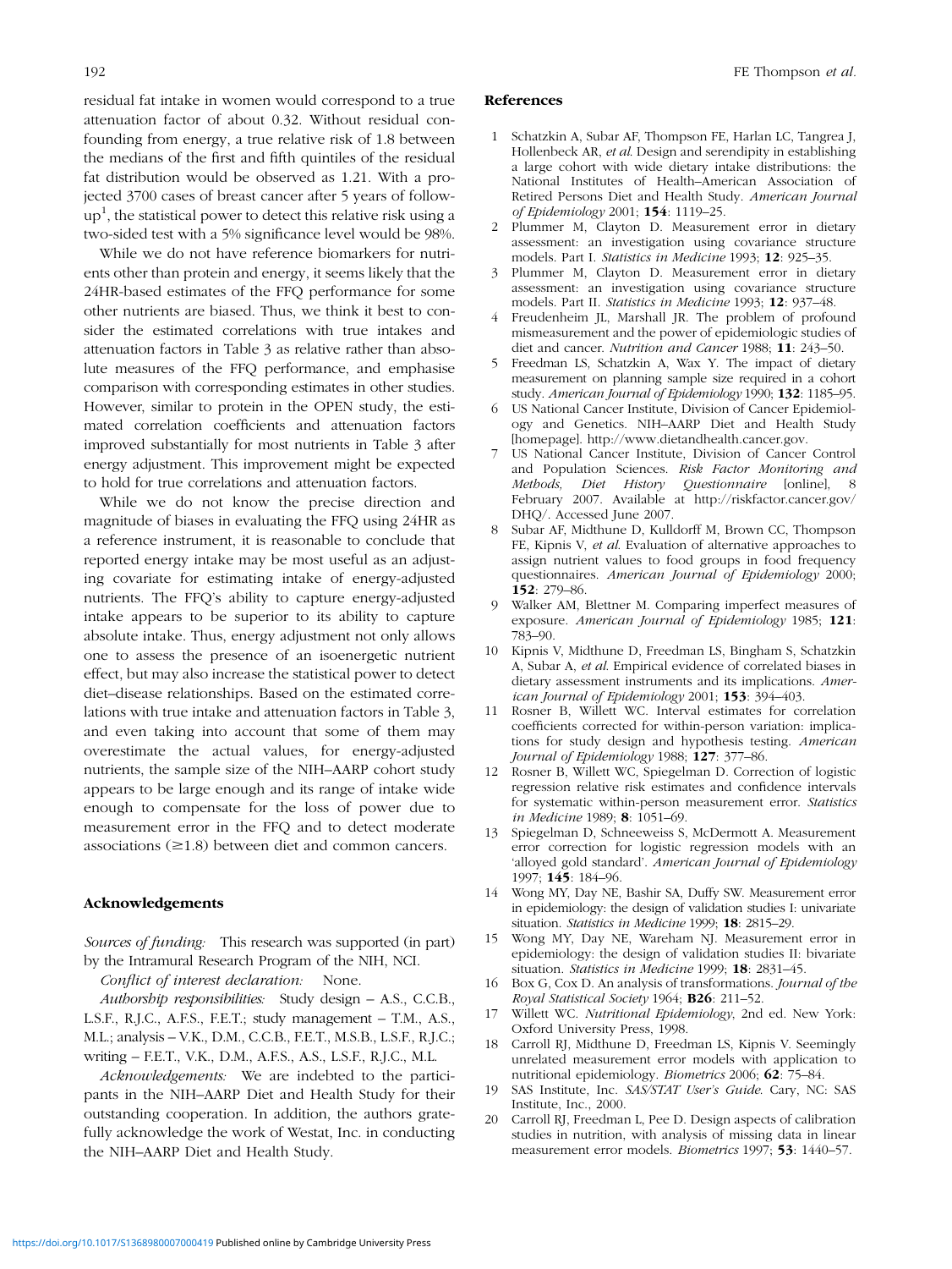residual fat intake in women would correspond to a true attenuation factor of about 0.32. Without residual confounding from energy, a true relative risk of 1.8 between the medians of the first and fifth quintiles of the residual fat distribution would be observed as 1.21. With a projected 3700 cases of breast cancer after 5 years of follow-up[1], the statistical power to detect this relative risk using a two-sided test with a 5% significance level would be 98%.

While we do not have reference biomarkers for nutrients other than protein and energy, it seems likely that the 24HR-based estimates of the FFQ performance for some other nutrients are biased. Thus, we think it best to consider the estimated correlations with true intakes and attenuation factors in Table 3 as relative rather than absolute measures of the FFQ performance, and emphasise comparison with corresponding estimates in other studies. However, similar to protein in the OPEN study, the estimated correlation coefficients and attenuation factors improved substantially for most nutrients in Table 3 after energy adjustment. This improvement might be expected to hold for true correlations and attenuation factors.

While we do not know the precise direction and magnitude of biases in evaluating the FFQ using 24HR as a reference instrument, it is reasonable to conclude that reported energy intake may be most useful as an adjusting covariate for estimating intake of energy-adjusted nutrients. The FFQ's ability to capture energy-adjusted intake appears to be superior to its ability to capture absolute intake. Thus, energy adjustment not only allows one to assess the presence of an isoenergetic nutrient effect, but may also increase the statistical power to detect diet–disease relationships. Based on the estimated correlations with true intake and attenuation factors in Table 3, and even taking into account that some of them may overestimate the actual values, for energy-adjusted nutrients, the sample size of the NIH–AARP cohort study appears to be large enough and its range of intake wide enough to compensate for the loss of power due to measurement error in the FFQ and to detect moderate associations ($\geq$1.8) between diet and common cancers.

## Acknowledgements

*Sources of funding:* This research was supported (in part) by the Intramural Research Program of the NIH, NCI.

*Conflict of interest declaration:* None.

*Authorship responsibilities:* Study design – A.S., C.C.B., L.S.F., R.J.C., A.F.S., F.E.T.; study management – T.M., A.S., M.L.; analysis – V.K., D.M., C.C.B., F.E.T., M.S.B., L.S.F., R.J.C.; writing – F.E.T., V.K., D.M., A.F.S., A.S., L.S.F., R.J.C., M.L.

*Acknowledgements:* We are indebted to the participants in the NIH–AARP Diet and Health Study for their outstanding cooperation. In addition, the authors gratefully acknowledge the work of Westat, Inc. in conducting the NIH–AARP Diet and Health Study.

## References

1. Schatzkin A, Subar AF, Thompson FE, Harlan LC, Tangrea J, Hollenbeck AR, *et al.* Design and serendipity in establishing a large cohort with wide dietary intake distributions: the National Institutes of Health–American Association of Retired Persons Diet and Health Study. *American Journal of Epidemiology* 2001; **154**: 1119–25.
2. Plummer M, Clayton D. Measurement error in dietary assessment: an investigation using covariance structure models. Part I. *Statistics in Medicine* 1993; **12**: 925–35.
3. Plummer M, Clayton D. Measurement error in dietary assessment: an investigation using covariance structure models. Part II. *Statistics in Medicine* 1993; **12**: 937–48.
4. Freudenheim JL, Marshall JR. The problem of profound mismeasurement and the power of epidemiologic studies of diet and cancer. *Nutrition and Cancer* 1988; **11**: 243–50.
5. Freedman LS, Schatzkin A, Wax Y. The impact of dietary measurement on planning sample size required in a cohort study. *American Journal of Epidemiology* 1990; **132**: 1185–95.
6. US National Cancer Institute, Division of Cancer Epidemiology and Genetics. NIH–AARP Diet and Health Study [homepage]. http://www.dietandhealth.cancer.gov.
7. US National Cancer Institute, Division of Cancer Control and Population Sciences. *Risk Factor Monitoring and Methods, Diet History Questionnaire* [online], 8 February 2007. Available at http://riskfactor.cancer.gov/DHQ/. Accessed June 2007.
8. Subar AF, Midthune D, Kulldorff M, Brown CC, Thompson FE, Kipnis V, *et al.* Evaluation of alternative approaches to assign nutrient values to food groups in food frequency questionnaires. *American Journal of Epidemiology* 2000; **152**: 279–86.
9. Walker AM, Blettner M. Comparing imperfect measures of exposure. *American Journal of Epidemiology* 1985; **121**: 783–90.
10. Kipnis V, Midthune D, Freedman LS, Bingham S, Schatzkin A, Subar A, *et al.* Empirical evidence of correlated biases in dietary assessment instruments and its implications. *American Journal of Epidemiology* 2001; **153**: 394–403.
11. Rosner B, Willett WC. Interval estimates for correlation coefficients corrected for within-person variation: implications for study design and hypothesis testing. *American Journal of Epidemiology* 1988; **127**: 377–86.
12. Rosner B, Willett WC, Spiegelman D. Correction of logistic regression relative risk estimates and confidence intervals for systematic within-person measurement error. *Statistics in Medicine* 1989; **8**: 1051–69.
13. Spiegelman D, Schneeweiss S, McDermott A. Measurement error correction for logistic regression models with an 'alloyed gold standard'. *American Journal of Epidemiology* 1997; **145**: 184–96.
14. Wong MY, Day NE, Bashir SA, Duffy SW. Measurement error in epidemiology: the design of validation studies I: univariate situation. *Statistics in Medicine* 1999; **18**: 2815–29.
15. Wong MY, Day NE, Wareham NJ. Measurement error in epidemiology: the design of validation studies II: bivariate situation. *Statistics in Medicine* 1999; **18**: 2831–45.
16. Box G, Cox D. An analysis of transformations. *Journal of the Royal Statistical Society* 1964; **B26**: 211–52.
17. Willett WC. *Nutritional Epidemiology*, 2nd ed. New York: Oxford University Press, 1998.
18. Carroll RJ, Midthune D, Freedman LS, Kipnis V. Seemingly unrelated measurement error models with application to nutritional epidemiology. *Biometrics* 2006; **62**: 75–84.
19. SAS Institute, Inc. *SAS/STAT User's Guide*. Cary, NC: SAS Institute, Inc., 2000.
20. Carroll RJ, Freedman L, Pee D. Design aspects of calibration studies in nutrition, with analysis of missing data in linear measurement error models. *Biometrics* 1997; **53**: 1440–57.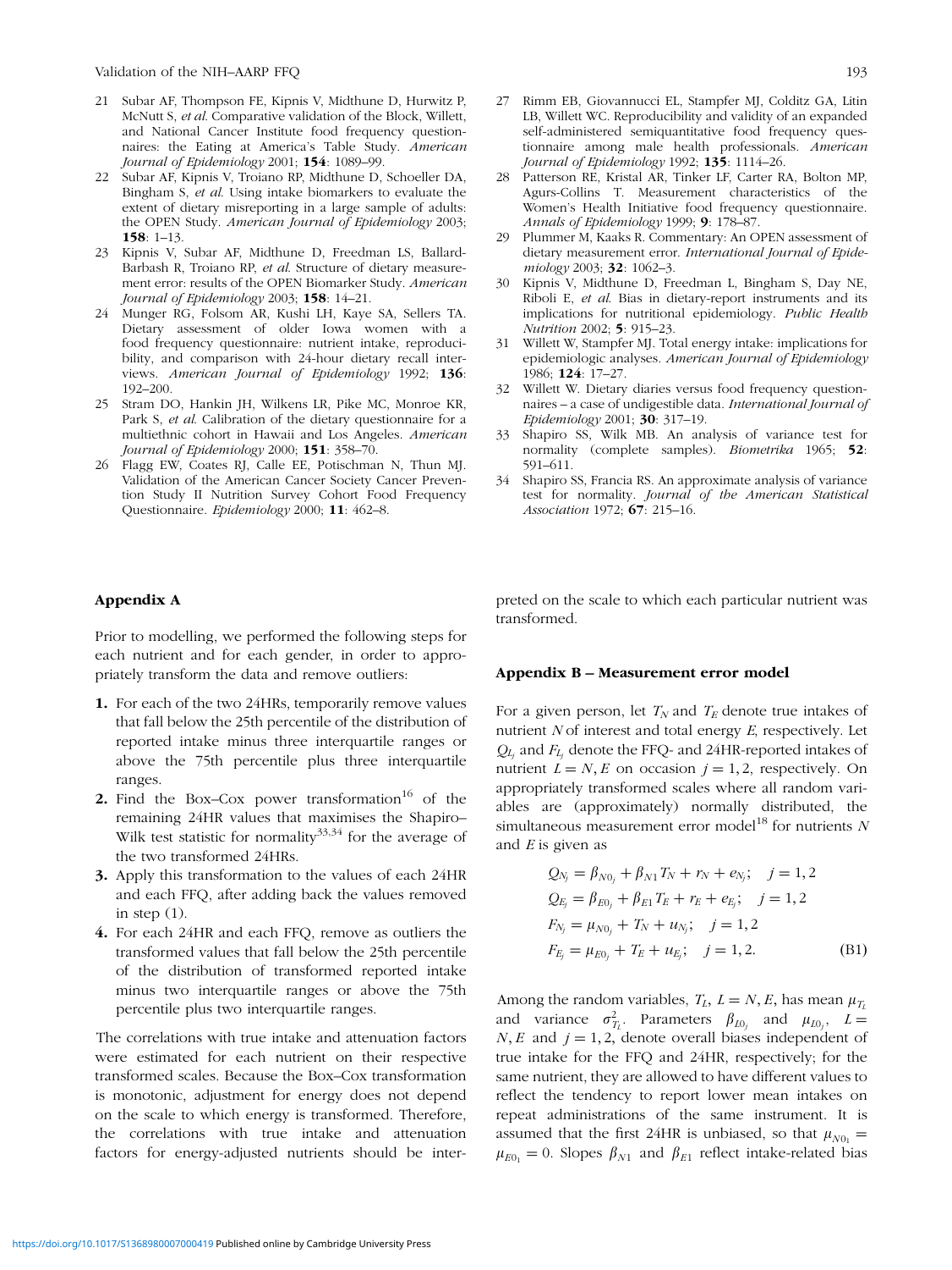21 Subar AF, Thompson FE, Kipnis V, Midthune D, Hurwitz P, McNutt S, *et al*. Comparative validation of the Block, Willett, and National Cancer Institute food frequency questionnaires: the Eating at America's Table Study. *American Journal of Epidemiology* 2001; **154**: 1089–99.

22 Subar AF, Kipnis V, Troiano RP, Midthune D, Schoeller DA, Bingham S, *et al*. Using intake biomarkers to evaluate the extent of dietary misreporting in a large sample of adults: the OPEN Study. *American Journal of Epidemiology* 2003; **158**: 1–13.

23 Kipnis V, Subar AF, Midthune D, Freedman LS, Ballard-Barbash R, Troiano RP, *et al*. Structure of dietary measurement error: results of the OPEN Biomarker Study. *American Journal of Epidemiology* 2003; **158**: 14–21.

24 Munger RG, Folsom AR, Kushi LH, Kaye SA, Sellers TA. Dietary assessment of older Iowa women with a food frequency questionnaire: nutrient intake, reproducibility, and comparison with 24-hour dietary recall interviews. *American Journal of Epidemiology* 1992; **136**: 192–200.

25 Stram DO, Hankin JH, Wilkens LR, Pike MC, Monroe KR, Park S, *et al*. Calibration of the dietary questionnaire for a multiethnic cohort in Hawaii and Los Angeles. *American Journal of Epidemiology* 2000; **151**: 358–70.

26 Flagg EW, Coates RJ, Calle EE, Potischman N, Thun MJ. Validation of the American Cancer Society Cancer Prevention Study II Nutrition Survey Cohort Food Frequency Questionnaire. *Epidemiology* 2000; **11**: 462–8.

27 Rimm EB, Giovannucci EL, Stampfer MJ, Colditz GA, Litin LB, Willett WC. Reproducibility and validity of an expanded self-administered semiquantitative food frequency questionnaire among male health professionals. *American Journal of Epidemiology* 1992; **135**: 1114–26.

28 Patterson RE, Kristal AR, Tinker LF, Carter RA, Bolton MP, Agurs-Collins T. Measurement characteristics of the Women's Health Initiative food frequency questionnaire. *Annals of Epidemiology* 1999; **9**: 178–87.

29 Plummer M, Kaaks R. Commentary: An OPEN assessment of dietary measurement error. *International Journal of Epidemiology* 2003; **32**: 1062–3.

30 Kipnis V, Midthune D, Freedman L, Bingham S, Day NE, Riboli E, *et al*. Bias in dietary-report instruments and its implications for nutritional epidemiology. *Public Health Nutrition* 2002; **5**: 915–23.

31 Willett W, Stampfer MJ. Total energy intake: implications for epidemiologic analyses. *American Journal of Epidemiology* 1986; **124**: 17–27.

32 Willett W. Dietary diaries versus food frequency questionnaires – a case of undigestible data. *International Journal of Epidemiology* 2001; **30**: 317–19.

33 Shapiro SS, Wilk MB. An analysis of variance test for normality (complete samples). *Biometrika* 1965; **52**: 591–611.

34 Shapiro SS, Francia RS. An approximate analysis of variance test for normality. *Journal of the American Statistical Association* 1972; **67**: 215–16.

## Appendix A

Prior to modelling, we performed the following steps for each nutrient and for each gender, in order to appropriately transform the data and remove outliers:

1. For each of the two 24HRs, temporarily remove values that fall below the 25th percentile of the distribution of reported intake minus three interquartile ranges or above the 75th percentile plus three interquartile ranges.
2. Find the Box–Cox power transformation[16] of the remaining 24HR values that maximises the Shapiro–Wilk test statistic for normality[33,34] for the average of the two transformed 24HRs.
3. Apply this transformation to the values of each 24HR and each FFQ, after adding back the values removed in step (1).
4. For each 24HR and each FFQ, remove as outliers the transformed values that fall below the 25th percentile of the distribution of transformed reported intake minus two interquartile ranges or above the 75th percentile plus two interquartile ranges.

The correlations with true intake and attenuation factors were estimated for each nutrient on their respective transformed scales. Because the Box–Cox transformation is monotonic, adjustment for energy does not depend on the scale to which energy is transformed. Therefore, the correlations with true intake and attenuation factors for energy-adjusted nutrients should be interpreted on the scale to which each particular nutrient was transformed.

## Appendix B – Measurement error model

For a given person, let $T_N$ and $T_E$ denote true intakes of nutrient $N$ of interest and total energy $E$, respectively. Let $Q_{L_j}$ and $F_{L_j}$ denote the FFQ- and 24HR-reported intakes of nutrient $L = N, E$ on occasion $j = 1, 2$, respectively. On appropriately transformed scales where all random variables are (approximately) normally distributed, the simultaneous measurement error model[18] for nutrients $N$ and $E$ is given as

$$
\begin{aligned}
Q_{N_j} &= \beta_{N0_j} + \beta_{N1} T_N + r_N + e_{N_j}; \quad j = 1, 2 \\
Q_{E_j} &= \beta_{E0_j} + \beta_{E1} T_E + r_E + e_{E_j}; \quad j = 1, 2 \\
F_{N_j} &= \mu_{N0_j} + T_N + u_{N_j}; \quad j = 1, 2 \\
F_{E_j} &= \mu_{E0_j} + T_E + u_{E_j}; \quad j = 1, 2.
\end{aligned} \tag{B1}
$$

Among the random variables, $T_L$, $L = N, E$, has mean $\mu_{T_L}$ and variance $\sigma^2_{T_L}$. Parameters $\beta_{L0_j}$ and $\mu_{L0_j}$, $L = N, E$ and $j = 1, 2$, denote overall biases independent of true intake for the FFQ and 24HR, respectively; for the same nutrient, they are allowed to have different values to reflect the tendency to report lower mean intakes on repeat administrations of the same instrument. It is assumed that the first 24HR is unbiased, so that $\mu_{N0_1} = \mu_{E0_1} = 0$. Slopes $\beta_{N1}$ and $\beta_{E1}$ reflect intake-related bias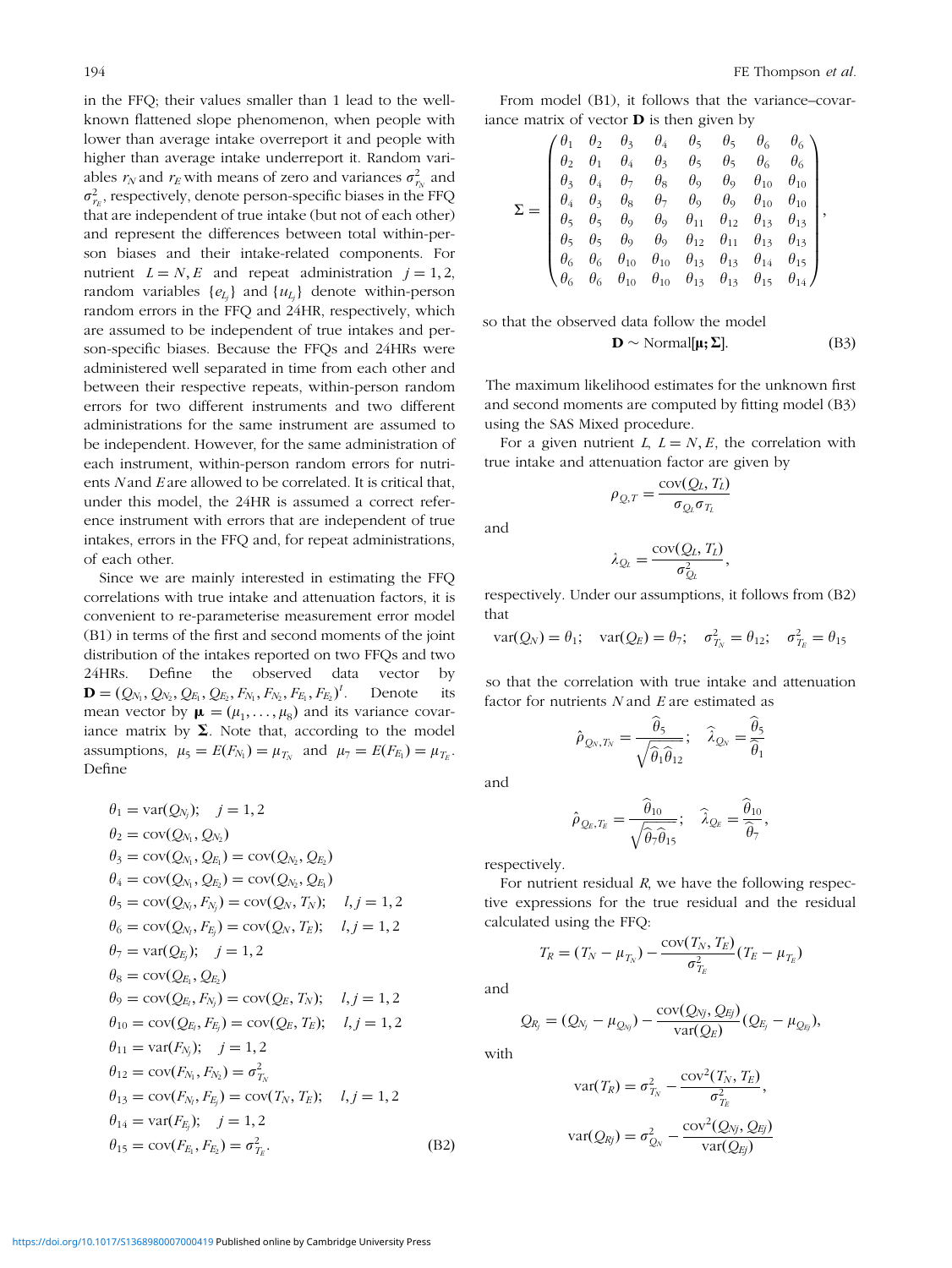in the FFQ; their values smaller than 1 lead to the well-known flattened slope phenomenon, when people with lower than average intake overreport it and people with higher than average intake underreport it. Random variables $r_N$ and $r_E$ with means of zero and variances $\sigma^2_{r_N}$ and $\sigma^2_{r_E}$, respectively, denote person-specific biases in the FFQ that are independent of true intake (but not of each other) and represent the differences between total within-person biases and their intake-related components. For nutrient $L = N, E$ and repeat administration $j = 1, 2$, random variables $\{e_{L_j}\}$ and $\{u_{L_j}\}$ denote within-person random errors in the FFQ and 24HR, respectively, which are assumed to be independent of true intakes and person-specific biases. Because the FFQs and 24HRs were administered well separated in time from each other and between their respective repeats, within-person random errors for two different instruments and two different administrations for the same instrument are assumed to be independent. However, for the same administration of each instrument, within-person random errors for nutrients $N$ and $E$ are allowed to be correlated. It is critical that, under this model, the 24HR is assumed a correct reference instrument with errors that are independent of true intakes, errors in the FFQ and, for repeat administrations, of each other.

Since we are mainly interested in estimating the FFQ correlations with true intake and attenuation factors, it is convenient to re-parameterise measurement error model (B1) in terms of the first and second moments of the joint distribution of the intakes reported on two FFQs and two 24HRs. Define the observed data vector by $\mathbf{D} = (Q_{N_1}, Q_{N_2}, Q_{E_1}, Q_{E_2}, F_{N_1}, F_{N_2}, F_{E_1}, F_{E_2})^t$. Denote its mean vector by $\boldsymbol{\mu} = (\mu_1, \ldots, \mu_8)$ and its variance covariance matrix by $\boldsymbol{\Sigma}$. Note that, according to the model assumptions, $\mu_5 = E(F_{N_1}) = \mu_{T_N}$ and $\mu_7 = E(F_{E_1}) = \mu_{T_E}$. Define

$$
\begin{aligned}
\theta_1 &= \mathrm{var}(Q_{N_j}); \quad j = 1,2 \\
\theta_2 &= \mathrm{cov}(Q_{N_1}, Q_{N_2}) \\
\theta_3 &= \mathrm{cov}(Q_{N_1}, Q_{E_1}) = \mathrm{cov}(Q_{N_2}, Q_{E_2}) \\
\theta_4 &= \mathrm{cov}(Q_{N_1}, Q_{E_2}) = \mathrm{cov}(Q_{N_2}, Q_{E_1}) \\
\theta_5 &= \mathrm{cov}(Q_{N_l}, F_{N_j}) = \mathrm{cov}(Q_N, T_N); \quad l, j = 1,2 \\
\theta_6 &= \mathrm{cov}(Q_{N_l}, F_{E_j}) = \mathrm{cov}(Q_N, T_E); \quad l, j = 1,2 \\
\theta_7 &= \mathrm{var}(Q_{E_j}); \quad j = 1,2 \\
\theta_8 &= \mathrm{cov}(Q_{E_1}, Q_{E_2}) \\
\theta_9 &= \mathrm{cov}(Q_{E_l}, F_{N_j}) = \mathrm{cov}(Q_E, T_N); \quad l, j = 1,2 \\
\theta_{10} &= \mathrm{cov}(Q_{E_l}, F_{E_j}) = \mathrm{cov}(Q_E, T_E); \quad l, j = 1,2 \\
\theta_{11} &= \mathrm{var}(F_{N_j}); \quad j = 1,2 \\
\theta_{12} &= \mathrm{cov}(F_{N_1}, F_{N_2}) = \sigma^2_{T_N} \\
\theta_{13} &= \mathrm{cov}(F_{N_l}, F_{E_j}) = \mathrm{cov}(T_N, T_E); \quad l, j = 1,2 \\
\theta_{14} &= \mathrm{var}(F_{E_j}); \quad j = 1,2 \\
\theta_{15} &= \mathrm{cov}(F_{E_1}, F_{E_2}) = \sigma^2_{T_E}.
\end{aligned}
\tag{B2}
$$

From model (B1), it follows that the variance–covariance matrix of vector $\mathbf{D}$ is then given by

$$
\boldsymbol{\Sigma} = \begin{pmatrix}
\theta_1 & \theta_2 & \theta_3 & \theta_4 & \theta_5 & \theta_5 & \theta_6 & \theta_6 \\
\theta_2 & \theta_1 & \theta_4 & \theta_3 & \theta_5 & \theta_5 & \theta_6 & \theta_6 \\
\theta_3 & \theta_4 & \theta_7 & \theta_8 & \theta_9 & \theta_9 & \theta_{10} & \theta_{10} \\
\theta_4 & \theta_3 & \theta_8 & \theta_7 & \theta_9 & \theta_9 & \theta_{10} & \theta_{10} \\
\theta_5 & \theta_5 & \theta_9 & \theta_9 & \theta_{11} & \theta_{12} & \theta_{13} & \theta_{13} \\
\theta_5 & \theta_5 & \theta_9 & \theta_9 & \theta_{12} & \theta_{11} & \theta_{13} & \theta_{13} \\
\theta_6 & \theta_6 & \theta_{10} & \theta_{10} & \theta_{13} & \theta_{13} & \theta_{14} & \theta_{15} \\
\theta_6 & \theta_6 & \theta_{10} & \theta_{10} & \theta_{13} & \theta_{13} & \theta_{15} & \theta_{14}
\end{pmatrix},
$$

so that the observed data follow the model

$$
\mathbf{D} \sim \mathrm{Normal}[\boldsymbol{\mu}; \boldsymbol{\Sigma}]. \tag{B3}
$$

The maximum likelihood estimates for the unknown first and second moments are computed by fitting model (B3) using the SAS Mixed procedure.

For a given nutrient $L$, $L = N, E$, the correlation with true intake and attenuation factor are given by

$$
\rho_{Q,T} = \frac{\mathrm{cov}(Q_L, T_L)}{\sigma_{Q_L}\sigma_{T_L}}
$$

and

$$
\lambda_{Q_L} = \frac{\mathrm{cov}(Q_L, T_L)}{\sigma^2_{Q_L}},
$$

respectively. Under our assumptions, it follows from (B2) that

$$
\mathrm{var}(Q_N) = \theta_1; \quad \mathrm{var}(Q_E) = \theta_7; \quad \sigma^2_{T_N} = \theta_{12}; \quad \sigma^2_{T_E} = \theta_{15}
$$

so that the correlation with true intake and attenuation factor for nutrients $N$ and $E$ are estimated as

$$
\hat{\rho}_{Q_N,T_N} = \frac{\hat{\theta}_5}{\sqrt{\hat{\theta}_1 \hat{\theta}_{12}}}; \quad \hat{\lambda}_{Q_N} = \frac{\hat{\theta}_5}{\hat{\theta}_1}
$$

and

$$
\hat{\rho}_{Q_E,T_E} = \frac{\hat{\theta}_{10}}{\sqrt{\hat{\theta}_7 \hat{\theta}_{15}}}; \quad \hat{\lambda}_{Q_E} = \frac{\hat{\theta}_{10}}{\hat{\theta}_7},
$$

respectively.

For nutrient residual $R$, we have the following respective expressions for the true residual and the residual calculated using the FFQ:

$$
T_R = (T_N - \mu_{T_N}) - \frac{\mathrm{cov}(T_N, T_E)}{\sigma^2_{T_E}}(T_E - \mu_{T_E})
$$

and

$$
Q_{R_j} = (Q_{N_j} - \mu_{Q_{Nj}}) - \frac{\mathrm{cov}(Q_{Nj}, Q_{Ej})}{\mathrm{var}(Q_E)}(Q_{E_j} - \mu_{Q_{Ej}}),
$$

with

$$
\mathrm{var}(T_R) = \sigma^2_{T_N} - \frac{\mathrm{cov}^2(T_N, T_E)}{\sigma^2_{T_E}},
$$

$$
\mathrm{var}(Q_{Rj}) = \sigma^2_{Q_N} - \frac{\mathrm{cov}^2(Q_{Nj}, Q_{Ej})}{\mathrm{var}(Q_{Ej})}
$$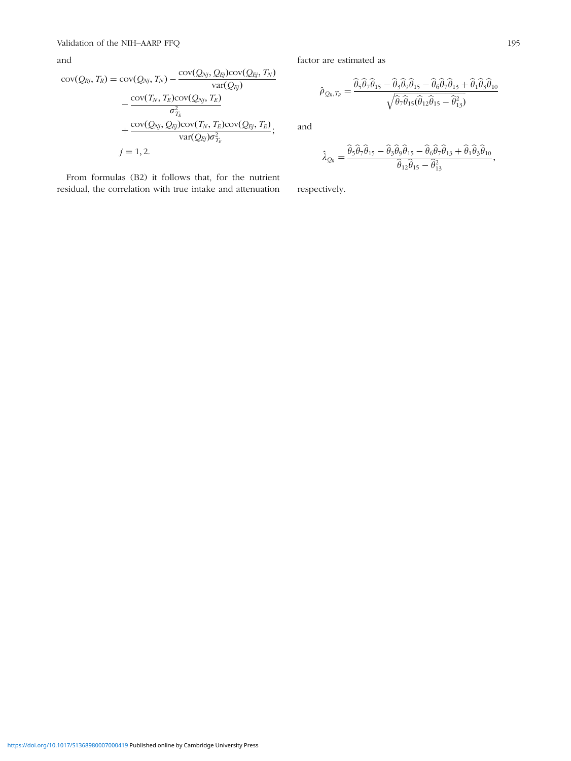and

$$\begin{aligned}
\operatorname{cov}(Q_{Rj}, T_R) = \operatorname{cov}(Q_{Nj}, T_N) &- \frac{\operatorname{cov}(Q_{Nj}, Q_{Ej})\operatorname{cov}(Q_{Ej}, T_N)}{\operatorname{var}(Q_{Ej})} \\
&- \frac{\operatorname{cov}(T_N, T_E)\operatorname{cov}(Q_{Nj}, T_E)}{\sigma^2_{T_E}} \\
&+ \frac{\operatorname{cov}(Q_{Nj}, Q_{Ej})\operatorname{cov}(T_N, T_E)\operatorname{cov}(Q_{Ej}, T_E)}{\operatorname{var}(Q_{Ej})\sigma^2_{T_E}}; \\
j = 1, 2.
\end{aligned}$$

From formulas (B2) it follows that, for the nutrient residual, the correlation with true intake and attenuation factor are estimated as

$$\hat{\rho}_{Q_R, T_R} = \frac{\hat{\theta}_5\hat{\theta}_7\hat{\theta}_{15} - \hat{\theta}_3\hat{\theta}_9\hat{\theta}_{15} - \hat{\theta}_6\hat{\theta}_7\hat{\theta}_{13} + \hat{\theta}_1\hat{\theta}_3\hat{\theta}_{10}}{\sqrt{\hat{\theta}_7\hat{\theta}_{15}(\hat{\theta}_{12}\hat{\theta}_{15} - \hat{\theta}^2_{13})}}$$

and

$$\hat{\lambda}_{Q_R} = \frac{\hat{\theta}_5\hat{\theta}_7\hat{\theta}_{15} - \hat{\theta}_3\hat{\theta}_9\hat{\theta}_{15} - \hat{\theta}_6\hat{\theta}_7\hat{\theta}_{13} + \hat{\theta}_1\hat{\theta}_3\hat{\theta}_{10}}{\hat{\theta}_{12}\hat{\theta}_{15} - \hat{\theta}^2_{13}},$$

respectively.